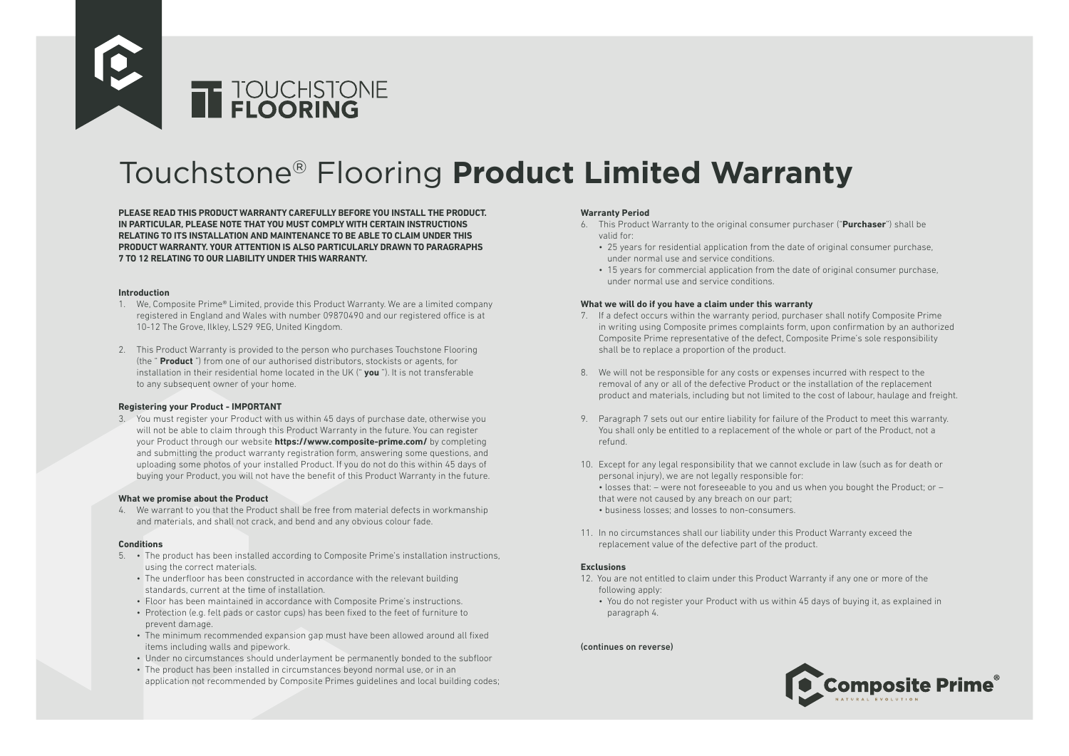# Touchstone® Flooring **Product Limited Warranty**

**PLEASE READ THIS PRODUCT WARRANTY CAREFULLY BEFORE YOU INSTALL THE PRODUCT. IN PARTICULAR, PLEASE NOTE THAT YOU MUST COMPLY WITH CERTAIN INSTRUCTIONS RELATING TO ITS INSTALLATION AND MAINTENANCE TO BE ABLE TO CLAIM UNDER THIS PRODUCT WARRANTY. YOUR ATTENTION IS ALSO PARTICULARLY DRAWN TO PARAGRAPHS 7 TO 12 RELATING TO OUR LIABILITY UNDER THIS WARRANTY.**

**Introduction**

1. We, Composite Prime® Limited, provide this Product Warranty. We are a limited company registered in England and Wales with number 09870490 and our registered office is at 10-12 The Grove, Ilkley, LS29 9EG, United Kingdom.

2. This Product Warranty is provided to the person who purchases Touchstone Flooring (the " **Product** ") from one of our authorised distributors, stockists or agents, for installation in their residential home located in the UK (" **you** "). It is not transferable to any subsequent owner of your home.

**Registering your Product - IMPORTANT**

3. You must register your Product with us within 45 days of purchase date, otherwise you will not be able to claim through this Product Warranty in the future. You can register your Product through our website **https://www.composite-prime.com/** by completing and submitting the product warranty registration form, answering some questions, and uploading some photos of your installed Product. If you do not do this within 45 days of buying your Product, you will not have the benefit of this Product Warranty in the future.

**What we promise about the Product**

4. We warrant to you that the Product shall be free from material defects in workmanship and materials, and shall not crack, and bend and any obvious colour fade.

**Conditions**

5. 
   - The product has been installed according to Composite Prime's installation instructions, using the correct materials.
   - The underfloor has been constructed in accordance with the relevant building standards, current at the time of installation.
   - Floor has been maintained in accordance with Composite Prime's instructions.
   - Protection (e.g. felt pads or castor cups) has been fixed to the feet of furniture to prevent damage.
   - The minimum recommended expansion gap must have been allowed around all fixed items including walls and pipework.
   - Under no circumstances should underlayment be permanently bonded to the subfloor
   - The product has been installed in circumstances beyond normal use, or in an application not recommended by Composite Primes guidelines and local building codes;

**Warranty Period**

6. This Product Warranty to the original consumer purchaser ("**Purchaser**") shall be valid for:
   - 25 years for residential application from the date of original consumer purchase, under normal use and service conditions.
   - 15 years for commercial application from the date of original consumer purchase, under normal use and service conditions.

**What we will do if you have a claim under this warranty**

7. If a defect occurs within the warranty period, purchaser shall notify Composite Prime in writing using Composite primes complaints form, upon confirmation by an authorized Composite Prime representative of the defect, Composite Prime's sole responsibility shall be to replace a proportion of the product.

8. We will not be responsible for any costs or expenses incurred with respect to the removal of any or all of the defective Product or the installation of the replacement product and materials, including but not limited to the cost of labour, haulage and freight.

9. Paragraph 7 sets out our entire liability for failure of the Product to meet this warranty. You shall only be entitled to a replacement of the whole or part of the Product, not a refund.

10. Except for any legal responsibility that we cannot exclude in law (such as for death or personal injury), we are not legally responsible for:
    • losses that: – were not foreseeable to you and us when you bought the Product; or – that were not caused by any breach on our part;
    • business losses; and losses to non-consumers.

11. In no circumstances shall our liability under this Product Warranty exceed the replacement value of the defective part of the product.

**Exclusions**

12. You are not entitled to claim under this Product Warranty if any one or more of the following apply:
    - You do not register your Product with us within 45 days of buying it, as explained in paragraph 4.

**(continues on reverse)**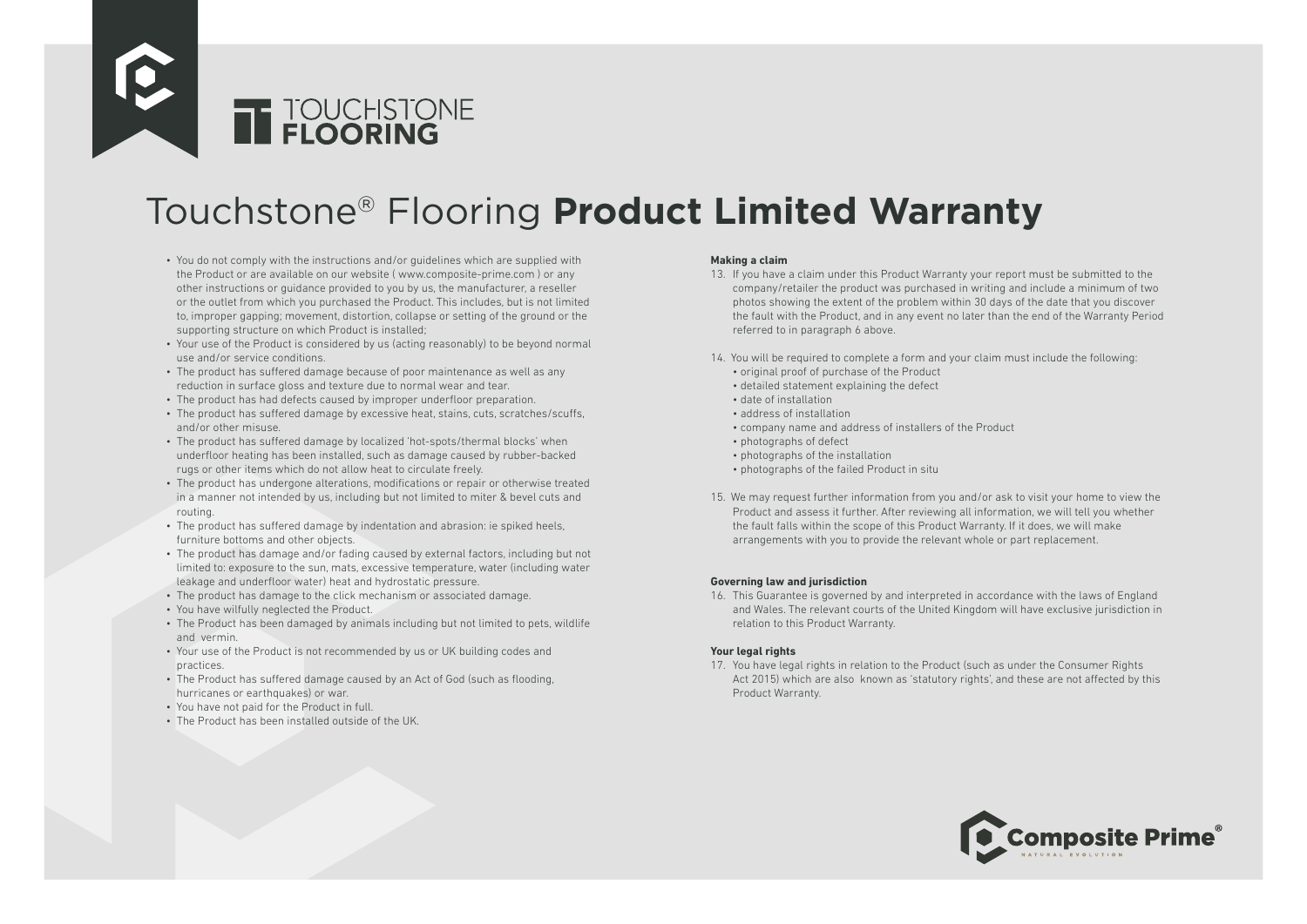# Touchstone® Flooring **Product Limited Warranty**

- You do not comply with the instructions and/or guidelines which are supplied with the Product or are available on our website ( www.composite-prime.com ) or any other instructions or guidance provided to you by us, the manufacturer, a reseller or the outlet from which you purchased the Product. This includes, but is not limited to, improper gapping; movement, distortion, collapse or setting of the ground or the supporting structure on which Product is installed;
- Your use of the Product is considered by us (acting reasonably) to be beyond normal use and/or service conditions.
- The product has suffered damage because of poor maintenance as well as any reduction in surface gloss and texture due to normal wear and tear.
- The product has had defects caused by improper underfloor preparation.
- The product has suffered damage by excessive heat, stains, cuts, scratches/scuffs, and/or other misuse.
- The product has suffered damage by localized 'hot-spots/thermal blocks' when underfloor heating has been installed, such as damage caused by rubber-backed rugs or other items which do not allow heat to circulate freely.
- The product has undergone alterations, modifications or repair or otherwise treated in a manner not intended by us, including but not limited to miter & bevel cuts and routing.
- The product has suffered damage by indentation and abrasion: ie spiked heels, furniture bottoms and other objects.
- The product has damage and/or fading caused by external factors, including but not limited to: exposure to the sun, mats, excessive temperature, water (including water leakage and underfloor water) heat and hydrostatic pressure.
- The product has damage to the click mechanism or associated damage.
- You have wilfully neglected the Product.
- The Product has been damaged by animals including but not limited to pets, wildlife and vermin.
- Your use of the Product is not recommended by us or UK building codes and practices.
- The Product has suffered damage caused by an Act of God (such as flooding, hurricanes or earthquakes) or war.
- You have not paid for the Product in full.
- The Product has been installed outside of the UK.

**Making a claim**

13. If you have a claim under this Product Warranty your report must be submitted to the company/retailer the product was purchased in writing and include a minimum of two photos showing the extent of the problem within 30 days of the date that you discover the fault with the Product, and in any event no later than the end of the Warranty Period referred to in paragraph 6 above.

14. You will be required to complete a form and your claim must include the following:
    - original proof of purchase of the Product
    - detailed statement explaining the defect
    - date of installation
    - address of installation
    - company name and address of installers of the Product
    - photographs of defect
    - photographs of the installation
    - photographs of the failed Product in situ

15. We may request further information from you and/or ask to visit your home to view the Product and assess it further. After reviewing all information, we will tell you whether the fault falls within the scope of this Product Warranty. If it does, we will make arrangements with you to provide the relevant whole or part replacement.

**Governing law and jurisdiction**

16. This Guarantee is governed by and interpreted in accordance with the laws of England and Wales. The relevant courts of the United Kingdom will have exclusive jurisdiction in relation to this Product Warranty.

**Your legal rights**

17. You have legal rights in relation to the Product (such as under the Consumer Rights Act 2015) which are also known as 'statutory rights', and these are not affected by this Product Warranty.